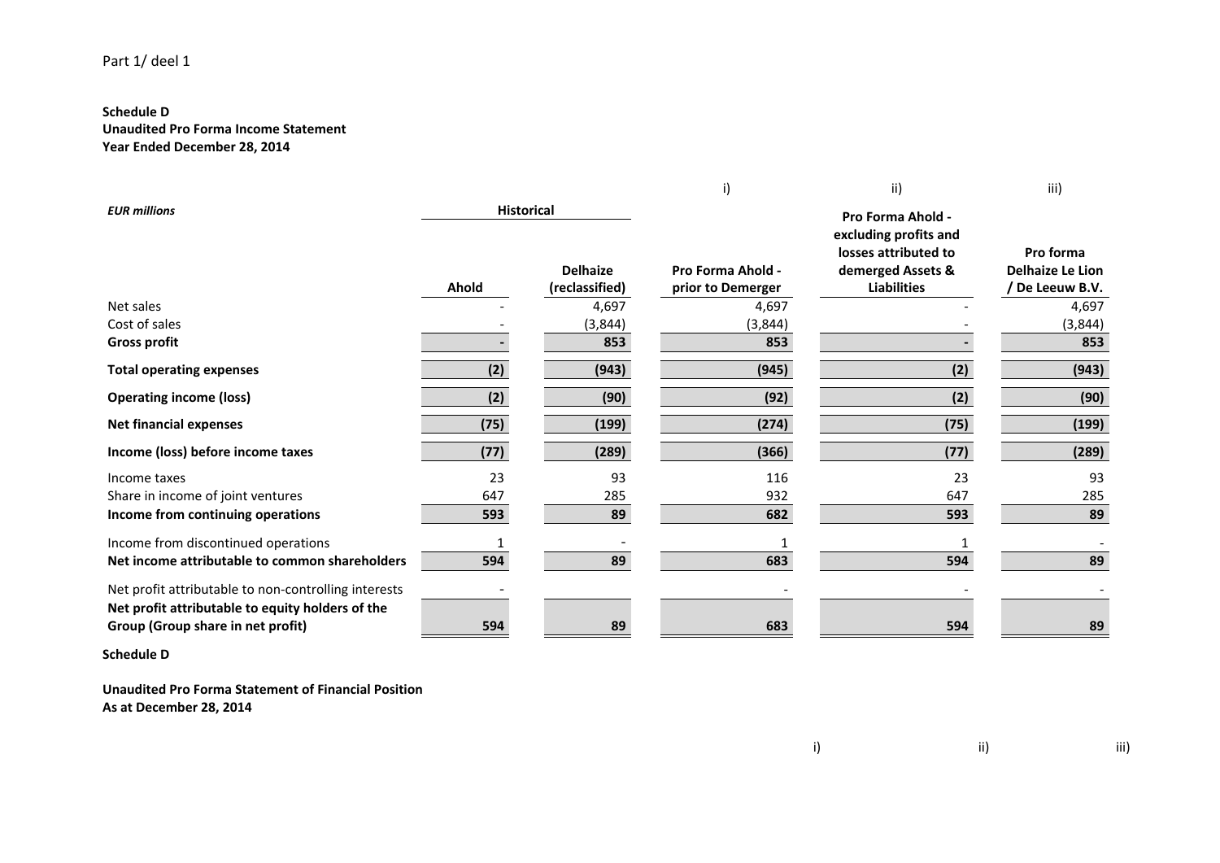Part 1/ deel 1

**Schedule D**
**Unaudited Pro Forma Income Statement**
**Year Ended December 28, 2014**

| | | | i) | ii) | iii) |
|---|---|---|---|---|---|
| *EUR millions* | Historical | | | | |
| | Ahold | Delhaize (reclassified) | Pro Forma Ahold - prior to Demerger | Pro Forma Ahold - excluding profits and losses attributed to demerged Assets & Liabilities | Pro forma Delhaize Le Lion / De Leeuw B.V. |
| Net sales | - | 4,697 | 4,697 | - | 4,697 |
| Cost of sales | - | (3,844) | (3,844) | - | (3,844) |
| **Gross profit** | **-** | **853** | **853** | **-** | **853** |
| **Total operating expenses** | **(2)** | **(943)** | **(945)** | **(2)** | **(943)** |
| **Operating income (loss)** | **(2)** | **(90)** | **(92)** | **(2)** | **(90)** |
| **Net financial expenses** | **(75)** | **(199)** | **(274)** | **(75)** | **(199)** |
| **Income (loss) before income taxes** | **(77)** | **(289)** | **(366)** | **(77)** | **(289)** |
| Income taxes | 23 | 93 | 116 | 23 | 93 |
| Share in income of joint ventures | 647 | 285 | 932 | 647 | 285 |
| **Income from continuing operations** | **593** | **89** | **682** | **593** | **89** |
| Income from discontinued operations | 1 | - | 1 | 1 | - |
| **Net income attributable to common shareholders** | **594** | **89** | **683** | **594** | **89** |
| Net profit attributable to non-controlling interests | - | | - | - | - |
| **Net profit attributable to equity holders of the Group (Group share in net profit)** | **594** | **89** | **683** | **594** | **89** |

**Schedule D**

**Unaudited Pro Forma Statement of Financial Position**
**As at December 28, 2014**

i) ii) iii)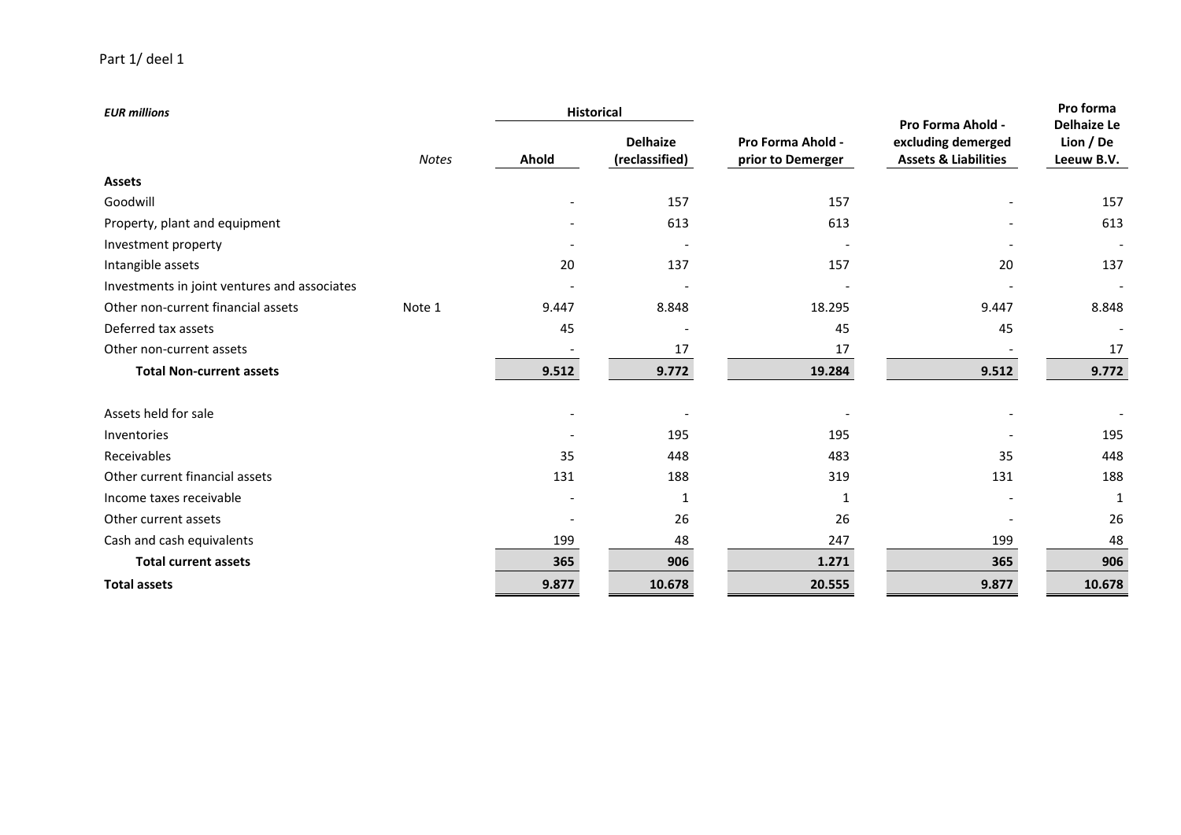Part 1/ deel 1

| *EUR millions* | *Notes* | Historical | | Pro Forma Ahold - prior to Demerger | Pro Forma Ahold - excluding demerged Assets & Liabilities | Pro forma Delhaize Le Lion / De Leeuw B.V. |
|---|---|---|---|---|---|---|
| | | **Ahold** | **Delhaize (reclassified)** | | | |
| **Assets** | | | | | | |
| Goodwill | | - | 157 | 157 | - | 157 |
| Property, plant and equipment | | - | 613 | 613 | - | 613 |
| Investment property | | - | - | - | - | - |
| Intangible assets | | 20 | 137 | 157 | 20 | 137 |
| Investments in joint ventures and associates | | - | - | - | - | - |
| Other non-current financial assets | Note 1 | 9.447 | 8.848 | 18.295 | 9.447 | 8.848 |
| Deferred tax assets | | 45 | - | 45 | 45 | - |
| Other non-current assets | | - | 17 | 17 | - | 17 |
| **Total Non-current assets** | | **9.512** | **9.772** | **19.284** | **9.512** | **9.772** |
| Assets held for sale | | - | - | - | - | - |
| Inventories | | - | 195 | 195 | - | 195 |
| Receivables | | 35 | 448 | 483 | 35 | 448 |
| Other current financial assets | | 131 | 188 | 319 | 131 | 188 |
| Income taxes receivable | | - | 1 | 1 | - | 1 |
| Other current assets | | - | 26 | 26 | - | 26 |
| Cash and cash equivalents | | 199 | 48 | 247 | 199 | 48 |
| **Total current assets** | | **365** | **906** | **1.271** | **365** | **906** |
| **Total assets** | | **9.877** | **10.678** | **20.555** | **9.877** | **10.678** |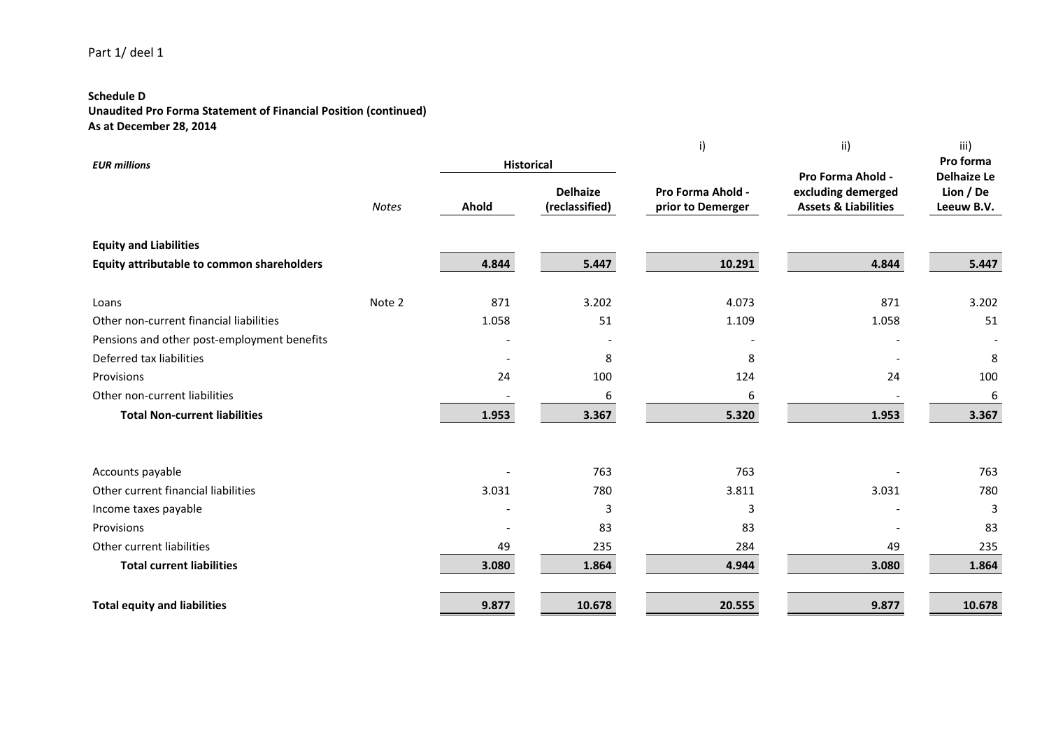Part 1/ deel 1

**Schedule D**
**Unaudited Pro Forma Statement of Financial Position (continued)**
**As at December 28, 2014**

| *EUR millions* | *Notes* | Historical | | i) | ii) | iii) |
|---|---|---|---|---|---|---|
| | | **Ahold** | **Delhaize (reclassified)** | **Pro Forma Ahold - prior to Demerger** | **Pro Forma Ahold - excluding demerged Assets & Liabilities** | **Pro forma Delhaize Le Lion / De Leeuw B.V.** |
| **Equity and Liabilities** | | | | | | |
| **Equity attributable to common shareholders** | | **4.844** | **5.447** | **10.291** | **4.844** | **5.447** |
| Loans | Note 2 | 871 | 3.202 | 4.073 | 871 | 3.202 |
| Other non-current financial liabilities | | 1.058 | 51 | 1.109 | 1.058 | 51 |
| Pensions and other post-employment benefits | | - | - | - | - | - |
| Deferred tax liabilities | | - | 8 | 8 | - | 8 |
| Provisions | | 24 | 100 | 124 | 24 | 100 |
| Other non-current liabilities | | - | 6 | 6 | - | 6 |
| **Total Non-current liabilities** | | **1.953** | **3.367** | **5.320** | **1.953** | **3.367** |
| Accounts payable | | - | 763 | 763 | - | 763 |
| Other current financial liabilities | | 3.031 | 780 | 3.811 | 3.031 | 780 |
| Income taxes payable | | - | 3 | 3 | - | 3 |
| Provisions | | - | 83 | 83 | - | 83 |
| Other current liabilities | | 49 | 235 | 284 | 49 | 235 |
| **Total current liabilities** | | **3.080** | **1.864** | **4.944** | **3.080** | **1.864** |
| **Total equity and liabilities** | | **9.877** | **10.678** | **20.555** | **9.877** | **10.678** |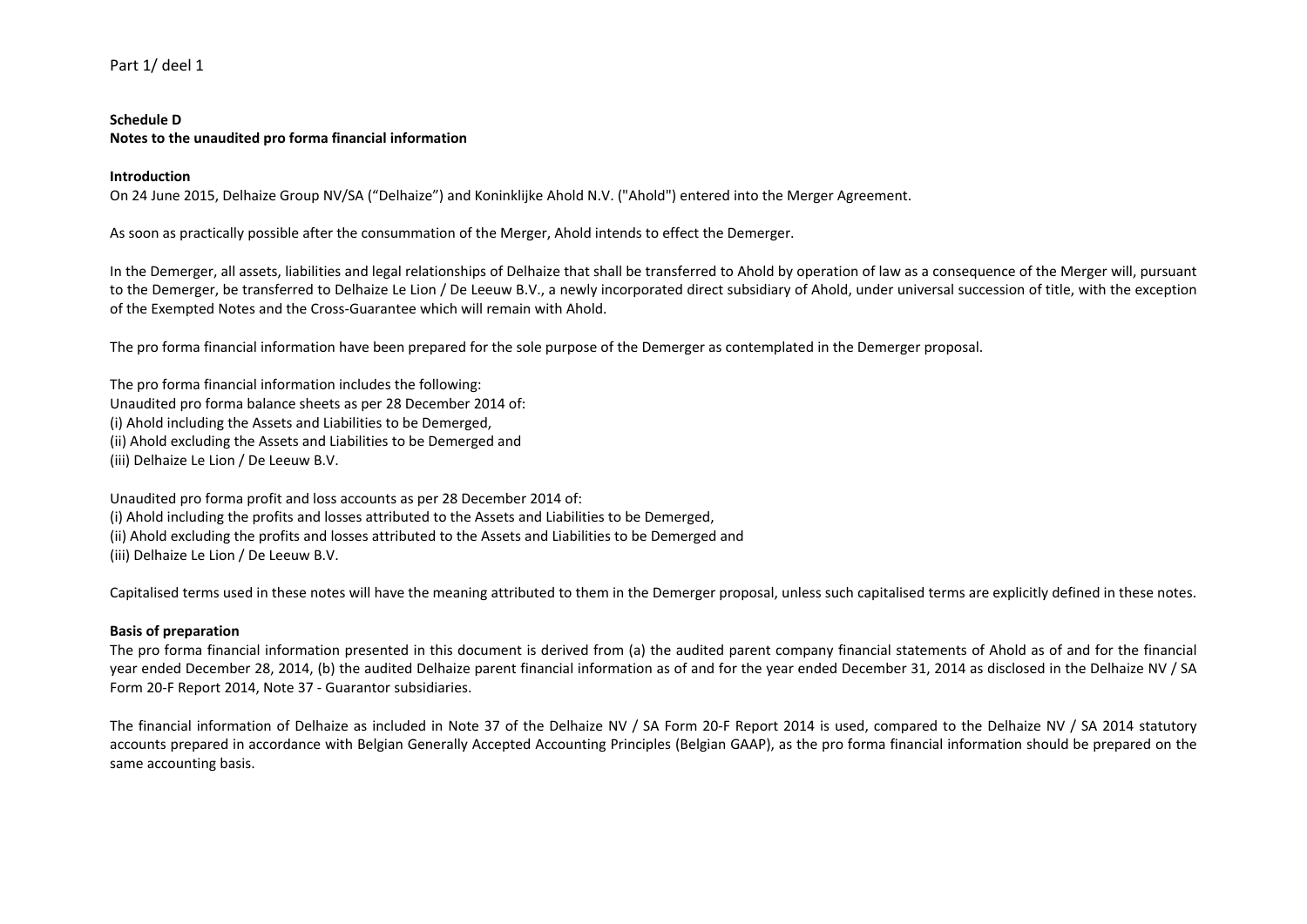Part 1/ deel 1

**Schedule D**
**Notes to the unaudited pro forma financial information**

**Introduction**
On 24 June 2015, Delhaize Group NV/SA ("Delhaize") and Koninklijke Ahold N.V. ("Ahold") entered into the Merger Agreement.

As soon as practically possible after the consummation of the Merger, Ahold intends to effect the Demerger.

In the Demerger, all assets, liabilities and legal relationships of Delhaize that shall be transferred to Ahold by operation of law as a consequence of the Merger will, pursuant to the Demerger, be transferred to Delhaize Le Lion / De Leeuw B.V., a newly incorporated direct subsidiary of Ahold, under universal succession of title, with the exception of the Exempted Notes and the Cross-Guarantee which will remain with Ahold.

The pro forma financial information have been prepared for the sole purpose of the Demerger as contemplated in the Demerger proposal.

The pro forma financial information includes the following:
Unaudited pro forma balance sheets as per 28 December 2014 of:
(i) Ahold including the Assets and Liabilities to be Demerged,
(ii) Ahold excluding the Assets and Liabilities to be Demerged and
(iii) Delhaize Le Lion / De Leeuw B.V.

Unaudited pro forma profit and loss accounts as per 28 December 2014 of:
(i) Ahold including the profits and losses attributed to the Assets and Liabilities to be Demerged,
(ii) Ahold excluding the profits and losses attributed to the Assets and Liabilities to be Demerged and
(iii) Delhaize Le Lion / De Leeuw B.V.

Capitalised terms used in these notes will have the meaning attributed to them in the Demerger proposal, unless such capitalised terms are explicitly defined in these notes.

**Basis of preparation**
The pro forma financial information presented in this document is derived from (a) the audited parent company financial statements of Ahold as of and for the financial year ended December 28, 2014, (b) the audited Delhaize parent financial information as of and for the year ended December 31, 2014 as disclosed in the Delhaize NV / SA Form 20-F Report 2014, Note 37 - Guarantor subsidiaries.

The financial information of Delhaize as included in Note 37 of the Delhaize NV / SA Form 20-F Report 2014 is used, compared to the Delhaize NV / SA 2014 statutory accounts prepared in accordance with Belgian Generally Accepted Accounting Principles (Belgian GAAP), as the pro forma financial information should be prepared on the same accounting basis.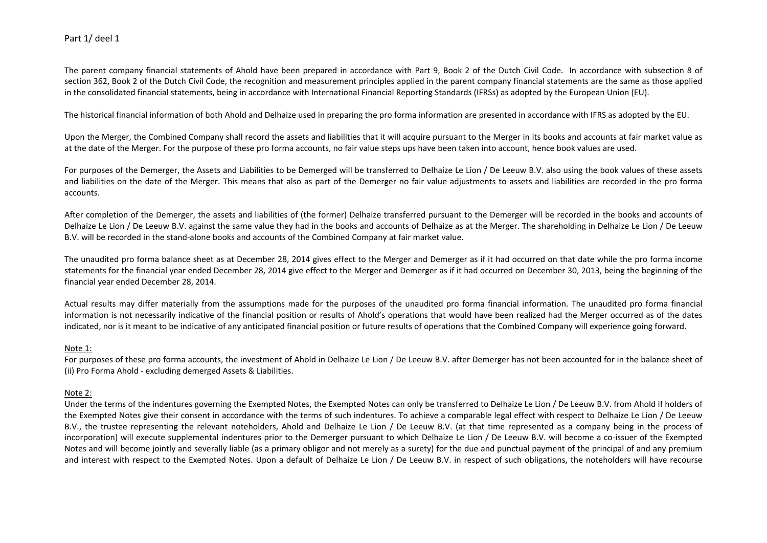Part 1/ deel 1

The parent company financial statements of Ahold have been prepared in accordance with Part 9, Book 2 of the Dutch Civil Code. In accordance with subsection 8 of section 362, Book 2 of the Dutch Civil Code, the recognition and measurement principles applied in the parent company financial statements are the same as those applied in the consolidated financial statements, being in accordance with International Financial Reporting Standards (IFRSs) as adopted by the European Union (EU).

The historical financial information of both Ahold and Delhaize used in preparing the pro forma information are presented in accordance with IFRS as adopted by the EU.

Upon the Merger, the Combined Company shall record the assets and liabilities that it will acquire pursuant to the Merger in its books and accounts at fair market value as at the date of the Merger. For the purpose of these pro forma accounts, no fair value steps ups have been taken into account, hence book values are used.

For purposes of the Demerger, the Assets and Liabilities to be Demerged will be transferred to Delhaize Le Lion / De Leeuw B.V. also using the book values of these assets and liabilities on the date of the Merger. This means that also as part of the Demerger no fair value adjustments to assets and liabilities are recorded in the pro forma accounts.

After completion of the Demerger, the assets and liabilities of (the former) Delhaize transferred pursuant to the Demerger will be recorded in the books and accounts of Delhaize Le Lion / De Leeuw B.V. against the same value they had in the books and accounts of Delhaize as at the Merger. The shareholding in Delhaize Le Lion / De Leeuw B.V. will be recorded in the stand-alone books and accounts of the Combined Company at fair market value.

The unaudited pro forma balance sheet as at December 28, 2014 gives effect to the Merger and Demerger as if it had occurred on that date while the pro forma income statements for the financial year ended December 28, 2014 give effect to the Merger and Demerger as if it had occurred on December 30, 2013, being the beginning of the financial year ended December 28, 2014.

Actual results may differ materially from the assumptions made for the purposes of the unaudited pro forma financial information. The unaudited pro forma financial information is not necessarily indicative of the financial position or results of Ahold's operations that would have been realized had the Merger occurred as of the dates indicated, nor is it meant to be indicative of any anticipated financial position or future results of operations that the Combined Company will experience going forward.

Note 1:

For purposes of these pro forma accounts, the investment of Ahold in Delhaize Le Lion / De Leeuw B.V. after Demerger has not been accounted for in the balance sheet of (ii) Pro Forma Ahold - excluding demerged Assets & Liabilities.

Note 2:

Under the terms of the indentures governing the Exempted Notes, the Exempted Notes can only be transferred to Delhaize Le Lion / De Leeuw B.V. from Ahold if holders of the Exempted Notes give their consent in accordance with the terms of such indentures. To achieve a comparable legal effect with respect to Delhaize Le Lion / De Leeuw B.V., the trustee representing the relevant noteholders, Ahold and Delhaize Le Lion / De Leeuw B.V. (at that time represented as a company being in the process of incorporation) will execute supplemental indentures prior to the Demerger pursuant to which Delhaize Le Lion / De Leeuw B.V. will become a co-issuer of the Exempted Notes and will become jointly and severally liable (as a primary obligor and not merely as a surety) for the due and punctual payment of the principal of and any premium and interest with respect to the Exempted Notes. Upon a default of Delhaize Le Lion / De Leeuw B.V. in respect of such obligations, the noteholders will have recourse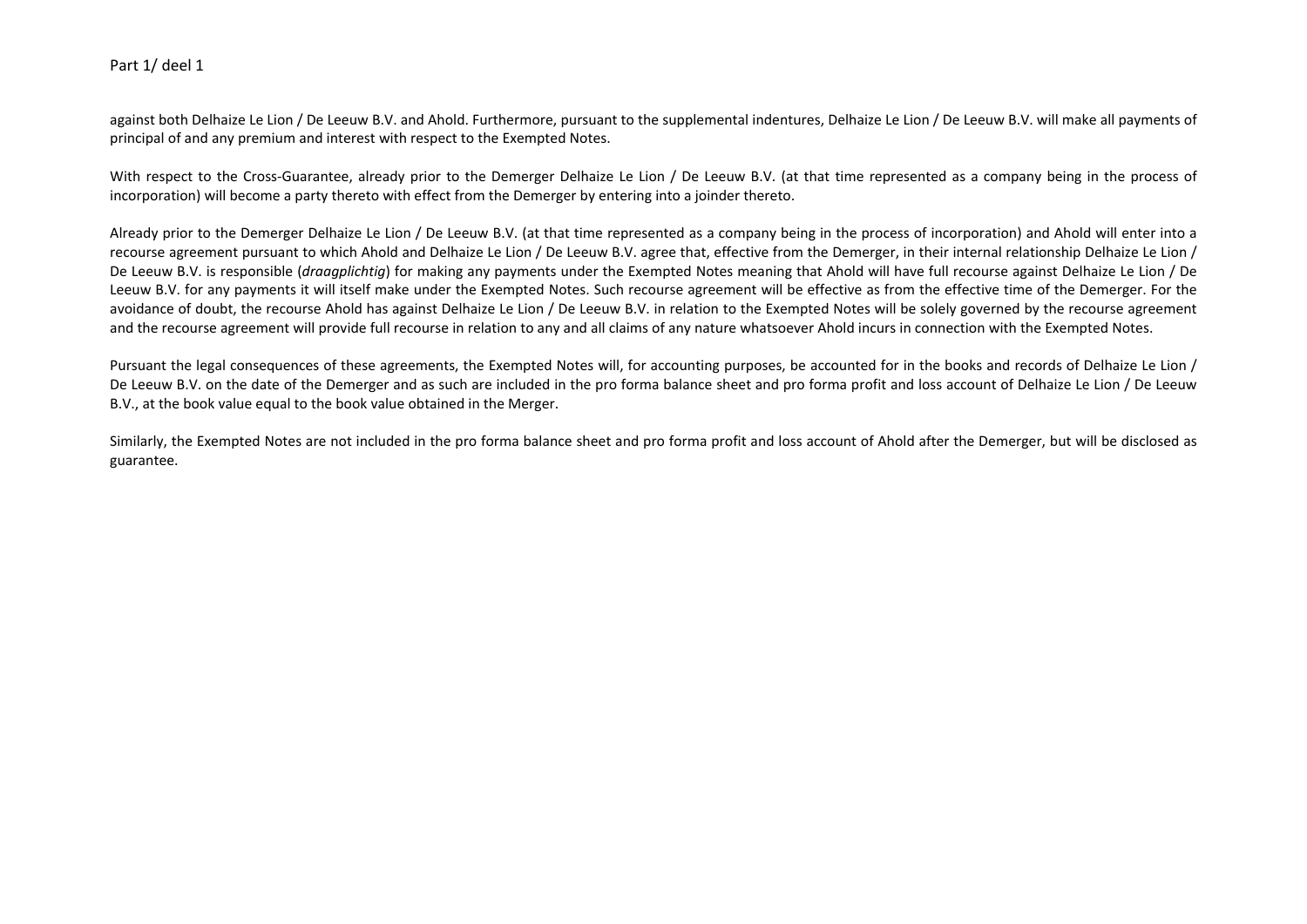against both Delhaize Le Lion / De Leeuw B.V. and Ahold. Furthermore, pursuant to the supplemental indentures, Delhaize Le Lion / De Leeuw B.V. will make all payments of principal of and any premium and interest with respect to the Exempted Notes.

With respect to the Cross-Guarantee, already prior to the Demerger Delhaize Le Lion / De Leeuw B.V. (at that time represented as a company being in the process of incorporation) will become a party thereto with effect from the Demerger by entering into a joinder thereto.

Already prior to the Demerger Delhaize Le Lion / De Leeuw B.V. (at that time represented as a company being in the process of incorporation) and Ahold will enter into a recourse agreement pursuant to which Ahold and Delhaize Le Lion / De Leeuw B.V. agree that, effective from the Demerger, in their internal relationship Delhaize Le Lion / De Leeuw B.V. is responsible (*draagplichtig*) for making any payments under the Exempted Notes meaning that Ahold will have full recourse against Delhaize Le Lion / De Leeuw B.V. for any payments it will itself make under the Exempted Notes. Such recourse agreement will be effective as from the effective time of the Demerger. For the avoidance of doubt, the recourse Ahold has against Delhaize Le Lion / De Leeuw B.V. in relation to the Exempted Notes will be solely governed by the recourse agreement and the recourse agreement will provide full recourse in relation to any and all claims of any nature whatsoever Ahold incurs in connection with the Exempted Notes.

Pursuant the legal consequences of these agreements, the Exempted Notes will, for accounting purposes, be accounted for in the books and records of Delhaize Le Lion / De Leeuw B.V. on the date of the Demerger and as such are included in the pro forma balance sheet and pro forma profit and loss account of Delhaize Le Lion / De Leeuw B.V., at the book value equal to the book value obtained in the Merger.

Similarly, the Exempted Notes are not included in the pro forma balance sheet and pro forma profit and loss account of Ahold after the Demerger, but will be disclosed as guarantee.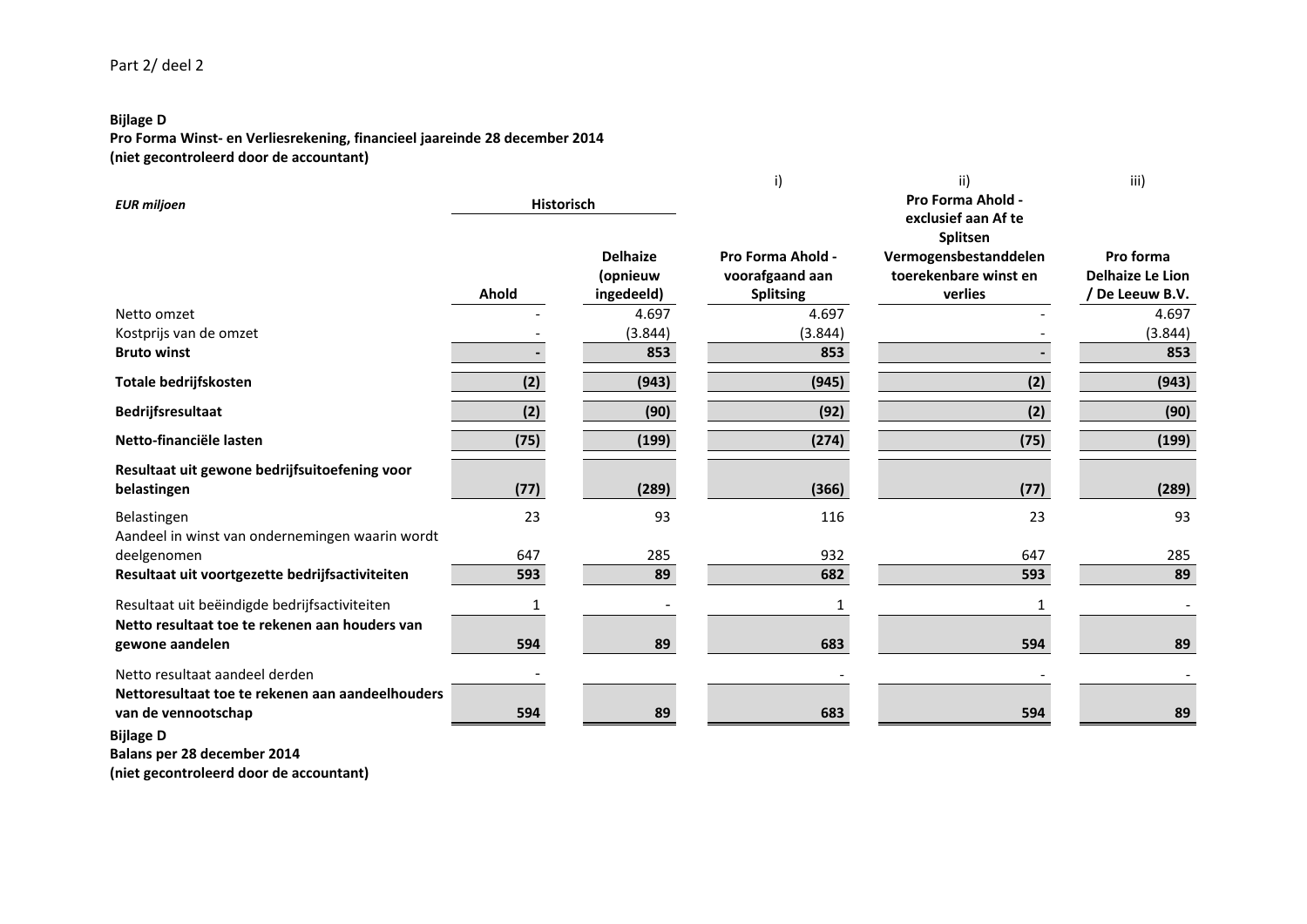Part 2/ deel 2

**Bijlage D**
**Pro Forma Winst- en Verliesrekening, financieel jaareinde 28 december 2014**
**(niet gecontroleerd door de accountant)**

| *EUR miljoen* | Historisch | | i) | ii) | iii) |
|---|---|---|---|---|---|
| | **Ahold** | **Delhaize (opnieuw ingedeeld)** | **Pro Forma Ahold - voorafgaand aan Splitsing** | **Pro Forma Ahold - exclusief aan Af te Splitsen Vermogensbestanddelen toerekenbare winst en verlies** | **Pro forma Delhaize Le Lion / De Leeuw B.V.** |
| Netto omzet | - | 4.697 | 4.697 | - | 4.697 |
| Kostprijs van de omzet | - | (3.844) | (3.844) | - | (3.844) |
| **Bruto winst** | **-** | **853** | **853** | **-** | **853** |
| **Totale bedrijfskosten** | **(2)** | **(943)** | **(945)** | **(2)** | **(943)** |
| **Bedrijfsresultaat** | **(2)** | **(90)** | **(92)** | **(2)** | **(90)** |
| **Netto-financiële lasten** | **(75)** | **(199)** | **(274)** | **(75)** | **(199)** |
| **Resultaat uit gewone bedrijfsuitoefening voor belastingen** | **(77)** | **(289)** | **(366)** | **(77)** | **(289)** |
| Belastingen | 23 | 93 | 116 | 23 | 93 |
| Aandeel in winst van ondernemingen waarin wordt deelgenomen | 647 | 285 | 932 | 647 | 285 |
| **Resultaat uit voortgezette bedrijfsactiviteiten** | **593** | **89** | **682** | **593** | **89** |
| Resultaat uit beëindigde bedrijfsactiviteiten | 1 | - | 1 | 1 | - |
| **Netto resultaat toe te rekenen aan houders van gewone aandelen** | **594** | **89** | **683** | **594** | **89** |
| Netto resultaat aandeel derden | - | | - | - | - |
| **Nettoresultaat toe te rekenen aan aandeelhouders van de vennootschap** | **594** | **89** | **683** | **594** | **89** |

**Bijlage D**
**Balans per 28 december 2014**
**(niet gecontroleerd door de accountant)**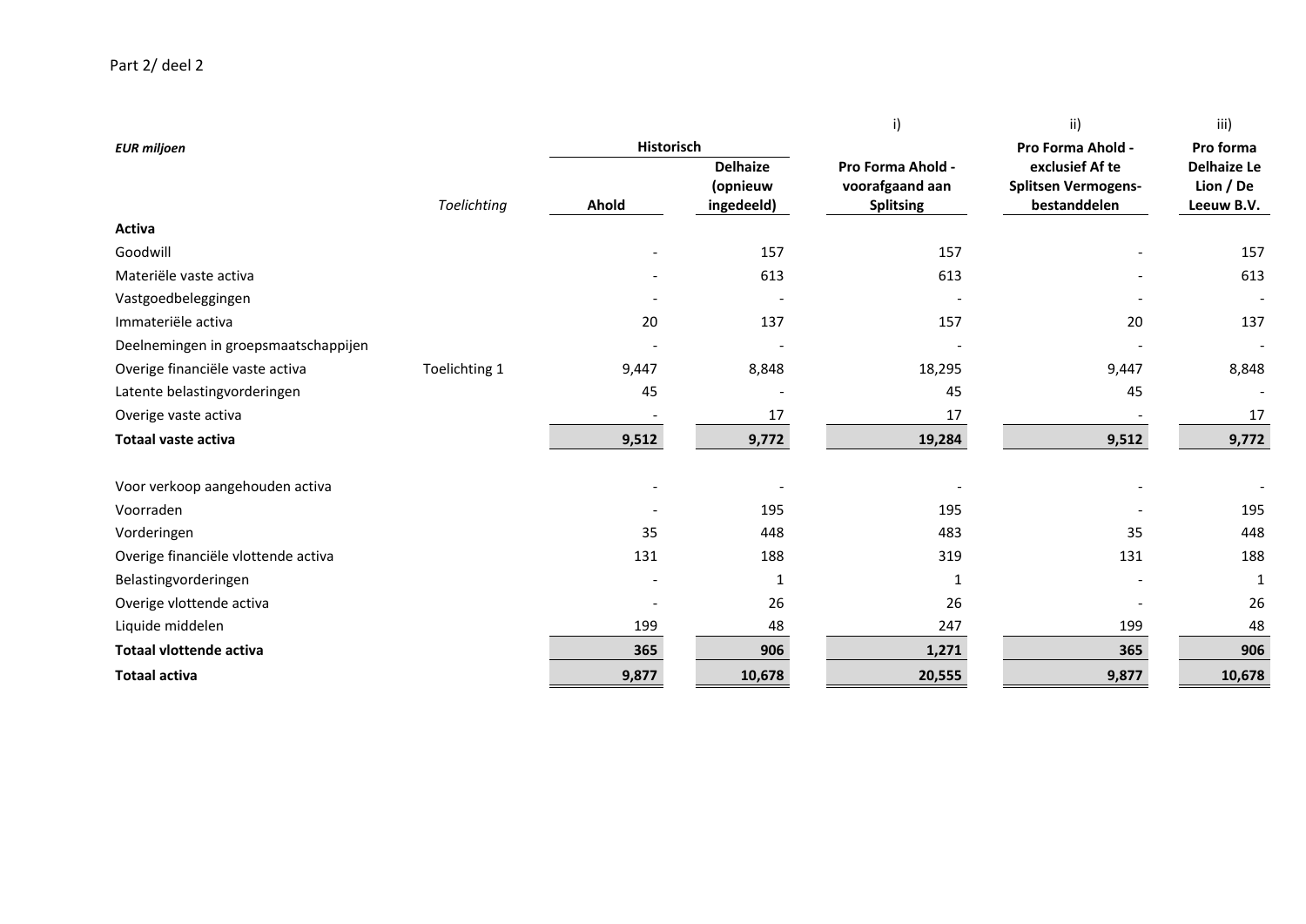Part 2/ deel 2

| *EUR miljoen* | *Toelichting* | Historisch | | i) | ii) | iii) |
|---|---|---|---|---|---|---|
| | | **Ahold** | **Delhaize (opnieuw ingedeeld)** | **Pro Forma Ahold - voorafgaand aan Splitsing** | **Pro Forma Ahold - exclusief Af te Splitsen Vermogens-bestanddelen** | **Pro forma Delhaize Le Lion / De Leeuw B.V.** |
| **Activa** | | | | | | |
| Goodwill | | - | 157 | 157 | - | 157 |
| Materiële vaste activa | | - | 613 | 613 | - | 613 |
| Vastgoedbeleggingen | | - | - | - | - | - |
| Immateriële activa | | 20 | 137 | 157 | 20 | 137 |
| Deelnemingen in groepsmaatschappijen | | - | - | - | - | - |
| Overige financiële vaste activa | Toelichting 1 | 9,447 | 8,848 | 18,295 | 9,447 | 8,848 |
| Latente belastingvorderingen | | 45 | - | 45 | 45 | - |
| Overige vaste activa | | - | 17 | 17 | - | 17 |
| **Totaal vaste activa** | | **9,512** | **9,772** | **19,284** | **9,512** | **9,772** |
| | | | | | | |
| Voor verkoop aangehouden activa | | - | - | - | - | - |
| Voorraden | | - | 195 | 195 | - | 195 |
| Vorderingen | | 35 | 448 | 483 | 35 | 448 |
| Overige financiële vlottende activa | | 131 | 188 | 319 | 131 | 188 |
| Belastingvorderingen | | - | 1 | 1 | - | 1 |
| Overige vlottende activa | | - | 26 | 26 | - | 26 |
| Liquide middelen | | 199 | 48 | 247 | 199 | 48 |
| **Totaal vlottende activa** | | **365** | **906** | **1,271** | **365** | **906** |
| **Totaal activa** | | **9,877** | **10,678** | **20,555** | **9,877** | **10,678** |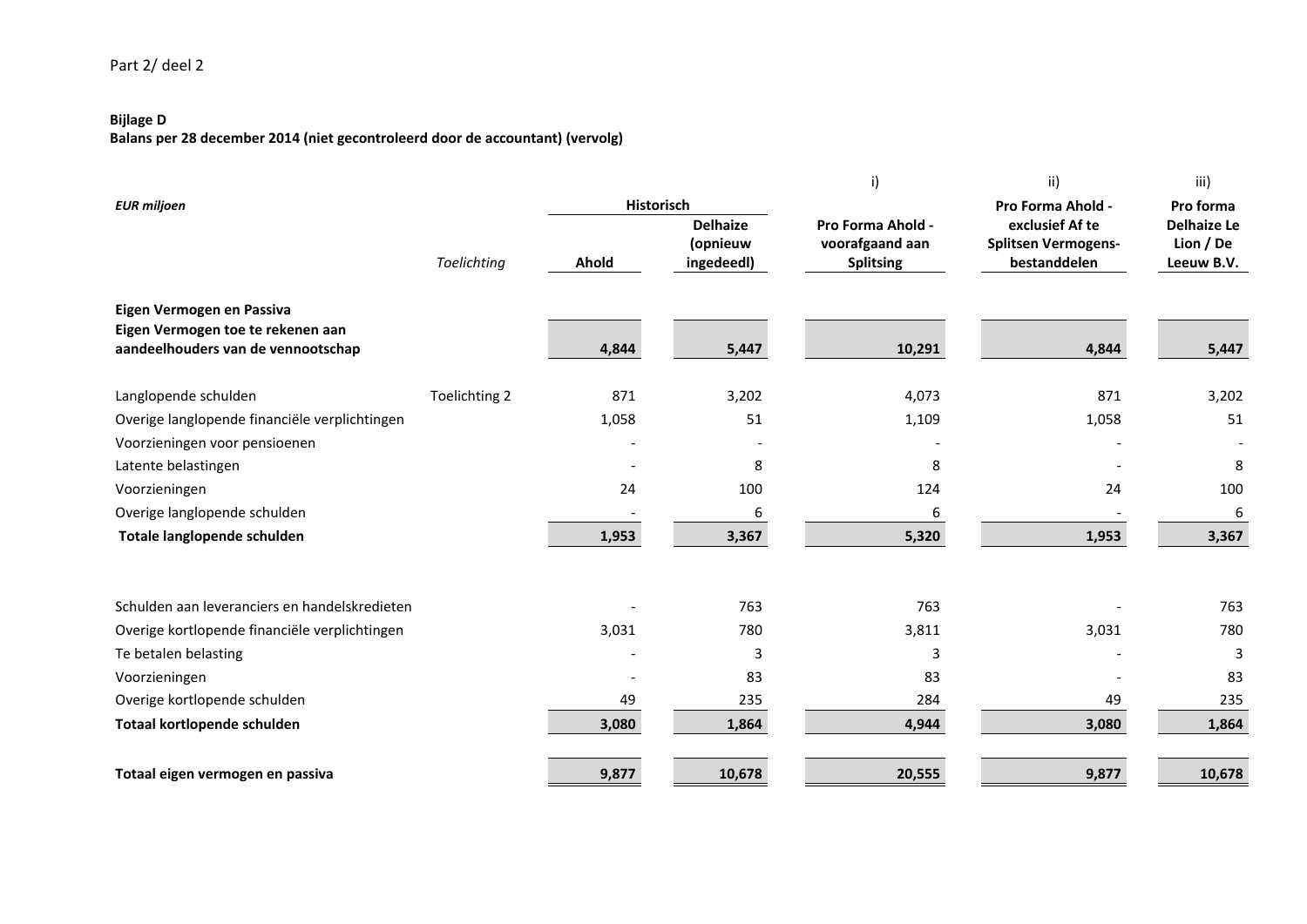Part 2/ deel 2

**Bijlage D**
**Balans per 28 december 2014 (niet gecontroleerd door de accountant) (vervolg)**

| *EUR miljoen* | *Toelichting* | Historisch | | i) | ii) | iii) |
|---|---|---|---|---|---|---|
| | | Ahold | Delhaize (opnieuw ingedeeld) | Pro Forma Ahold - voorafgaand aan Splitsing | Pro Forma Ahold - exclusief Af te Splitsen Vermogens-bestanddelen | Pro forma Delhaize Le Lion / De Leeuw B.V. |
| **Eigen Vermogen en Passiva** | | | | | | |
| **Eigen Vermogen toe te rekenen aan aandeelhouders van de vennootschap** | | **4,844** | **5,447** | **10,291** | **4,844** | **5,447** |
| Langlopende schulden | Toelichting 2 | 871 | 3,202 | 4,073 | 871 | 3,202 |
| Overige langlopende financiële verplichtingen | | 1,058 | 51 | 1,109 | 1,058 | 51 |
| Voorzieningen voor pensioenen | | - | - | - | - | - |
| Latente belastingen | | - | 8 | 8 | - | 8 |
| Voorzieningen | | 24 | 100 | 124 | 24 | 100 |
| Overige langlopende schulden | | - | 6 | 6 | - | 6 |
| **Totale langlopende schulden** | | **1,953** | **3,367** | **5,320** | **1,953** | **3,367** |
| Schulden aan leveranciers en handelskredieten | | - | 763 | 763 | - | 763 |
| Overige kortlopende financiële verplichtingen | | 3,031 | 780 | 3,811 | 3,031 | 780 |
| Te betalen belasting | | - | 3 | 3 | - | 3 |
| Voorzieningen | | - | 83 | 83 | - | 83 |
| Overige kortlopende schulden | | 49 | 235 | 284 | 49 | 235 |
| **Totaal kortlopende schulden** | | **3,080** | **1,864** | **4,944** | **3,080** | **1,864** |
| **Totaal eigen vermogen en passiva** | | **9,877** | **10,678** | **20,555** | **9,877** | **10,678** |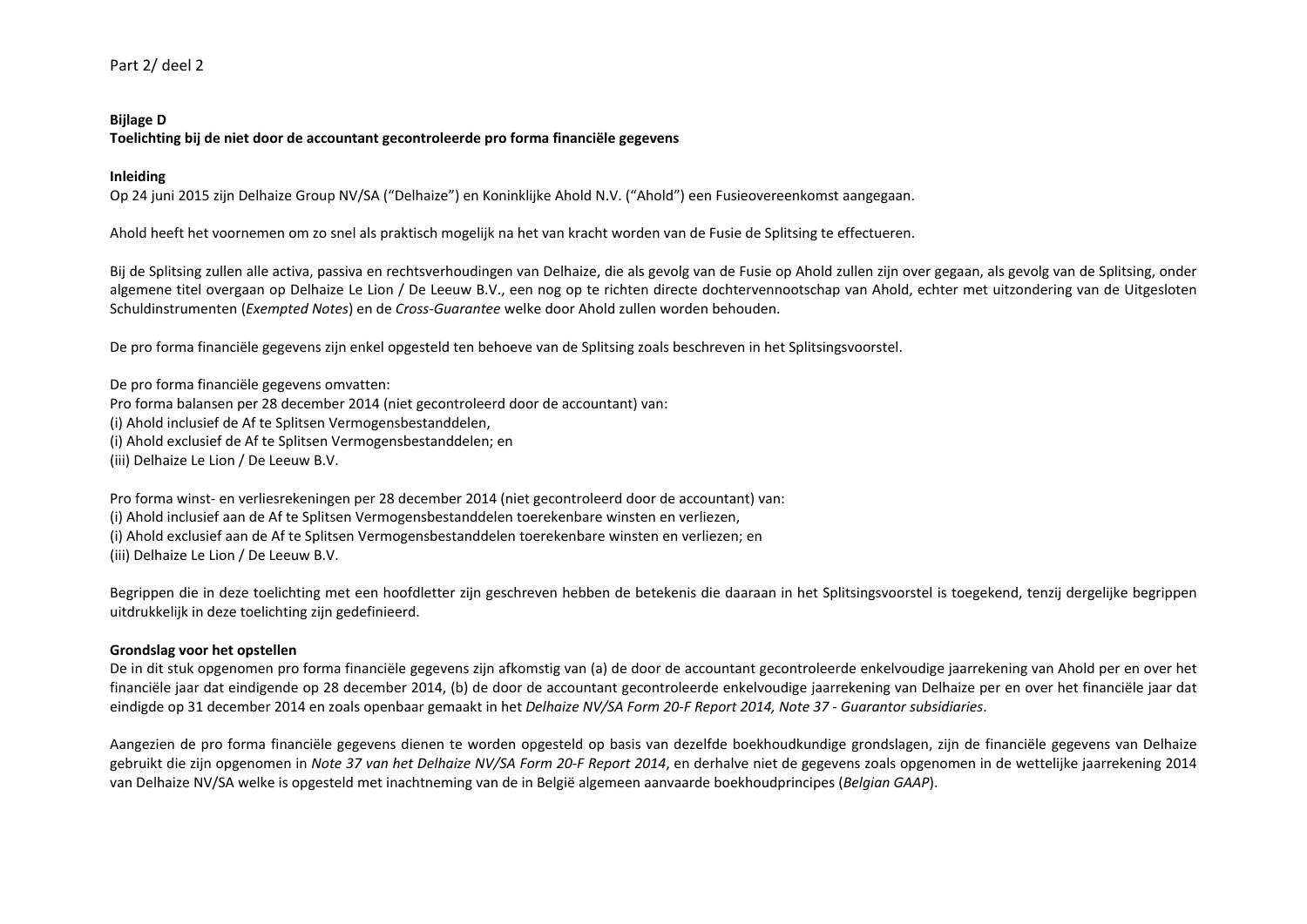Part 2/ deel 2

**Bijlage D**
**Toelichting bij de niet door de accountant gecontroleerde pro forma financiële gegevens**

**Inleiding**
Op 24 juni 2015 zijn Delhaize Group NV/SA ("Delhaize") en Koninklijke Ahold N.V. ("Ahold") een Fusieovereenkomst aangegaan.

Ahold heeft het voornemen om zo snel als praktisch mogelijk na het van kracht worden van de Fusie de Splitsing te effectueren.

Bij de Splitsing zullen alle activa, passiva en rechtsverhoudingen van Delhaize, die als gevolg van de Fusie op Ahold zullen zijn over gegaan, als gevolg van de Splitsing, onder algemene titel overgaan op Delhaize Le Lion / De Leeuw B.V., een nog op te richten directe dochtervennootschap van Ahold, echter met uitzondering van de Uitgesloten Schuldinstrumenten (*Exempted Notes*) en de *Cross-Guarantee* welke door Ahold zullen worden behouden.

De pro forma financiële gegevens zijn enkel opgesteld ten behoeve van de Splitsing zoals beschreven in het Splitsingsvoorstel.

De pro forma financiële gegevens omvatten:
Pro forma balansen per 28 december 2014 (niet gecontroleerd door de accountant) van:
(i) Ahold inclusief de Af te Splitsen Vermogensbestanddelen,
(i) Ahold exclusief de Af te Splitsen Vermogensbestanddelen; en
(iii) Delhaize Le Lion / De Leeuw B.V.

Pro forma winst- en verliesrekeningen per 28 december 2014 (niet gecontroleerd door de accountant) van:
(i) Ahold inclusief aan de Af te Splitsen Vermogensbestanddelen toerekenbare winsten en verliezen,
(i) Ahold exclusief aan de Af te Splitsen Vermogensbestanddelen toerekenbare winsten en verliezen; en
(iii) Delhaize Le Lion / De Leeuw B.V.

Begrippen die in deze toelichting met een hoofdletter zijn geschreven hebben de betekenis die daaraan in het Splitsingsvoorstel is toegekend, tenzij dergelijke begrippen uitdrukkelijk in deze toelichting zijn gedefinieerd.

**Grondslag voor het opstellen**
De in dit stuk opgenomen pro forma financiële gegevens zijn afkomstig van (a) de door de accountant gecontroleerde enkelvoudige jaarrekening van Ahold per en over het financiële jaar dat eindigende op 28 december 2014, (b) de door de accountant gecontroleerde enkelvoudige jaarrekening van Delhaize per en over het financiële jaar dat eindigde op 31 december 2014 en zoals openbaar gemaakt in het *Delhaize NV/SA Form 20-F Report 2014, Note 37 - Guarantor subsidiaries*.

Aangezien de pro forma financiële gegevens dienen te worden opgesteld op basis van dezelfde boekhoudkundige grondslagen, zijn de financiële gegevens van Delhaize gebruikt die zijn opgenomen in *Note 37 van het Delhaize NV/SA Form 20-F Report 2014*, en derhalve niet de gegevens zoals opgenomen in de wettelijke jaarrekening 2014 van Delhaize NV/SA welke is opgesteld met inachtneming van de in België algemeen aanvaarde boekhoudprincipes (*Belgian GAAP*).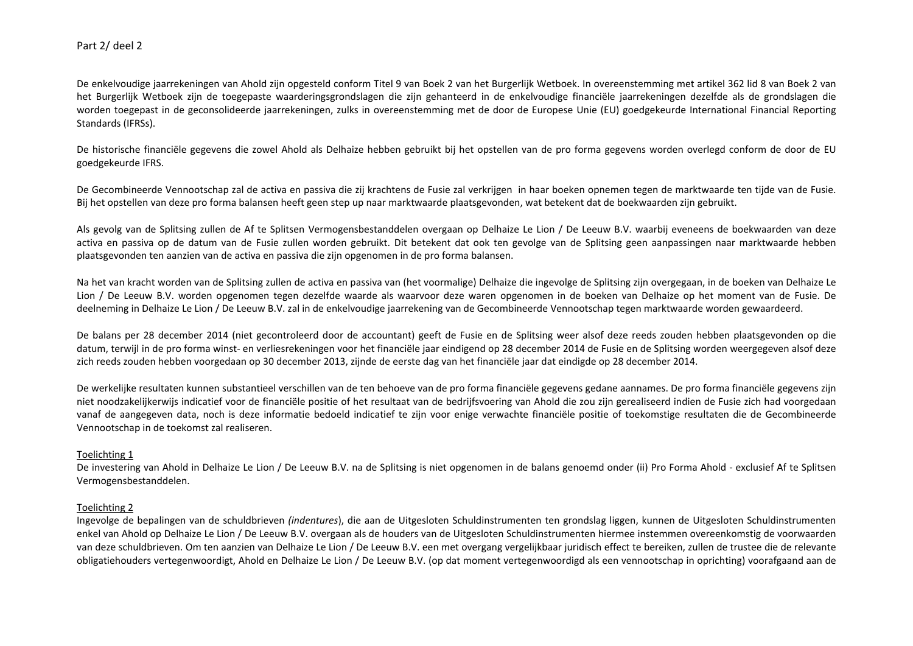Part 2/ deel 2

De enkelvoudige jaarrekeningen van Ahold zijn opgesteld conform Titel 9 van Boek 2 van het Burgerlijk Wetboek. In overeenstemming met artikel 362 lid 8 van Boek 2 van het Burgerlijk Wetboek zijn de toegepaste waarderingsgrondslagen die zijn gehanteerd in de enkelvoudige financiële jaarrekeningen dezelfde als de grondslagen die worden toegepast in de geconsolideerde jaarrekeningen, zulks in overeenstemming met de door de Europese Unie (EU) goedgekeurde International Financial Reporting Standards (IFRSs).

De historische financiële gegevens die zowel Ahold als Delhaize hebben gebruikt bij het opstellen van de pro forma gegevens worden overlegd conform de door de EU goedgekeurde IFRS.

De Gecombineerde Vennootschap zal de activa en passiva die zij krachtens de Fusie zal verkrijgen in haar boeken opnemen tegen de marktwaarde ten tijde van de Fusie. Bij het opstellen van deze pro forma balansen heeft geen step up naar marktwaarde plaatsgevonden, wat betekent dat de boekwaarden zijn gebruikt.

Als gevolg van de Splitsing zullen de Af te Splitsen Vermogensbestanddelen overgaan op Delhaize Le Lion / De Leeuw B.V. waarbij eveneens de boekwaarden van deze activa en passiva op de datum van de Fusie zullen worden gebruikt. Dit betekent dat ook ten gevolge van de Splitsing geen aanpassingen naar marktwaarde hebben plaatsgevonden ten aanzien van de activa en passiva die zijn opgenomen in de pro forma balansen.

Na het van kracht worden van de Splitsing zullen de activa en passiva van (het voormalige) Delhaize die ingevolge de Splitsing zijn overgegaan, in de boeken van Delhaize Le Lion / De Leeuw B.V. worden opgenomen tegen dezelfde waarde als waarvoor deze waren opgenomen in de boeken van Delhaize op het moment van de Fusie. De deelneming in Delhaize Le Lion / De Leeuw B.V. zal in de enkelvoudige jaarrekening van de Gecombineerde Vennootschap tegen marktwaarde worden gewaardeerd.

De balans per 28 december 2014 (niet gecontroleerd door de accountant) geeft de Fusie en de Splitsing weer alsof deze reeds zouden hebben plaatsgevonden op die datum, terwijl in de pro forma winst- en verliesrekeningen voor het financiële jaar eindigend op 28 december 2014 de Fusie en de Splitsing worden weergegeven alsof deze zich reeds zouden hebben voorgedaan op 30 december 2013, zijnde de eerste dag van het financiële jaar dat eindigde op 28 december 2014.

De werkelijke resultaten kunnen substantieel verschillen van de ten behoeve van de pro forma financiële gegevens gedane aannames. De pro forma financiële gegevens zijn niet noodzakelijkerwijs indicatief voor de financiële positie of het resultaat van de bedrijfsvoering van Ahold die zou zijn gerealiseerd indien de Fusie zich had voorgedaan vanaf de aangegeven data, noch is deze informatie bedoeld indicatief te zijn voor enige verwachte financiële positie of toekomstige resultaten die de Gecombineerde Vennootschap in de toekomst zal realiseren.

Toelichting 1

De investering van Ahold in Delhaize Le Lion / De Leeuw B.V. na de Splitsing is niet opgenomen in de balans genoemd onder (ii) Pro Forma Ahold - exclusief Af te Splitsen Vermogensbestanddelen.

Toelichting 2

Ingevolge de bepalingen van de schuldbrieven *(indentures)*, die aan de Uitgesloten Schuldinstrumenten ten grondslag liggen, kunnen de Uitgesloten Schuldinstrumenten enkel van Ahold op Delhaize Le Lion / De Leeuw B.V. overgaan als de houders van de Uitgesloten Schuldinstrumenten hiermee instemmen overeenkomstig de voorwaarden van deze schuldbrieven. Om ten aanzien van Delhaize Le Lion / De Leeuw B.V. een met overgang vergelijkbaar juridisch effect te bereiken, zullen de trustee die de relevante obligatiehouders vertegenwoordigt, Ahold en Delhaize Le Lion / De Leeuw B.V. (op dat moment vertegenwoordigd als een vennootschap in oprichting) voorafgaand aan de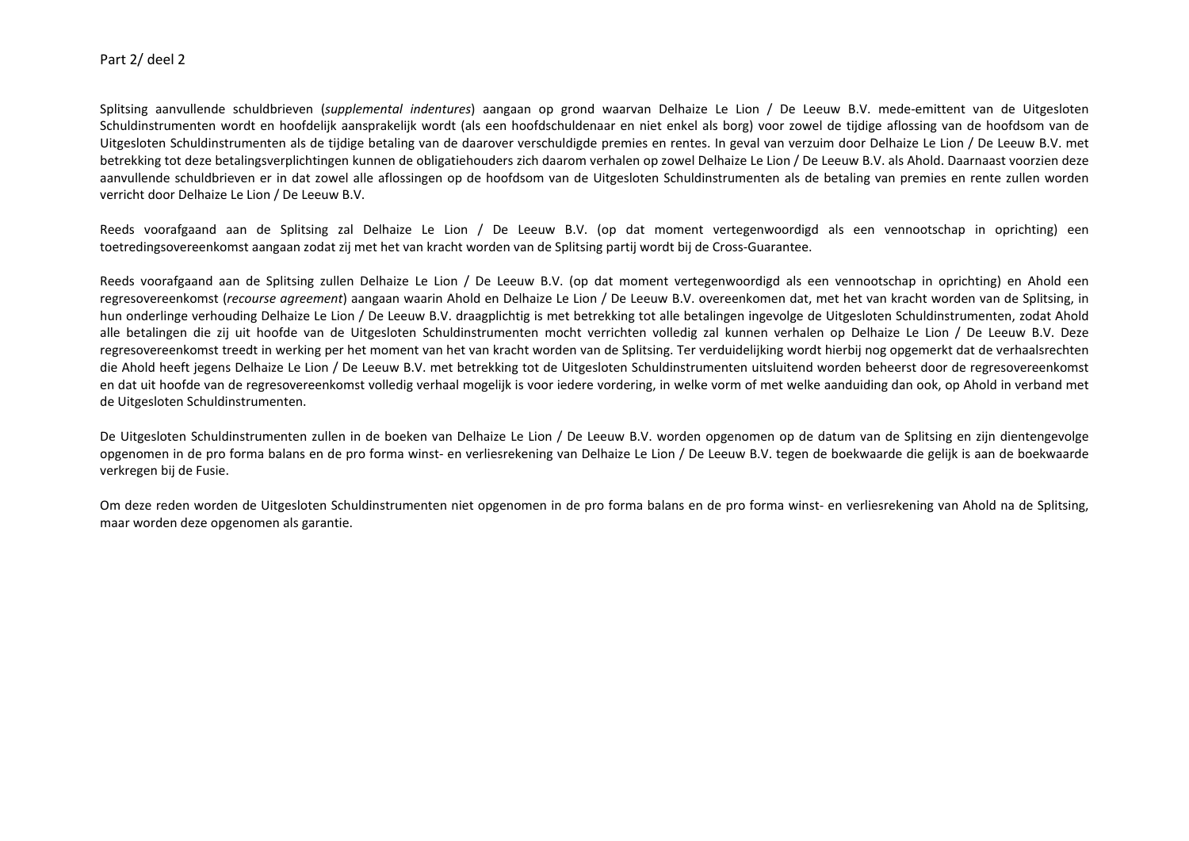Part 2/ deel 2

Splitsing aanvullende schuldbrieven (*supplemental indentures*) aangaan op grond waarvan Delhaize Le Lion / De Leeuw B.V. mede-emittent van de Uitgesloten Schuldinstrumenten wordt en hoofdelijk aansprakelijk wordt (als een hoofdschuldenaar en niet enkel als borg) voor zowel de tijdige aflossing van de hoofdsom van de Uitgesloten Schuldinstrumenten als de tijdige betaling van de daarover verschuldigde premies en rentes. In geval van verzuim door Delhaize Le Lion / De Leeuw B.V. met betrekking tot deze betalingsverplichtingen kunnen de obligatiehouders zich daarom verhalen op zowel Delhaize Le Lion / De Leeuw B.V. als Ahold. Daarnaast voorzien deze aanvullende schuldbrieven er in dat zowel alle aflossingen op de hoofdsom van de Uitgesloten Schuldinstrumenten als de betaling van premies en rente zullen worden verricht door Delhaize Le Lion / De Leeuw B.V.

Reeds voorafgaand aan de Splitsing zal Delhaize Le Lion / De Leeuw B.V. (op dat moment vertegenwoordigd als een vennootschap in oprichting) een toetredingsovereenkomst aangaan zodat zij met het van kracht worden van de Splitsing partij wordt bij de Cross-Guarantee.

Reeds voorafgaand aan de Splitsing zullen Delhaize Le Lion / De Leeuw B.V. (op dat moment vertegenwoordigd als een vennootschap in oprichting) en Ahold een regresovereenkomst (*recourse agreement*) aangaan waarin Ahold en Delhaize Le Lion / De Leeuw B.V. overeenkomen dat, met het van kracht worden van de Splitsing, in hun onderlinge verhouding Delhaize Le Lion / De Leeuw B.V. draagplichtig is met betrekking tot alle betalingen ingevolge de Uitgesloten Schuldinstrumenten, zodat Ahold alle betalingen die zij uit hoofde van de Uitgesloten Schuldinstrumenten mocht verrichten volledig zal kunnen verhalen op Delhaize Le Lion / De Leeuw B.V. Deze regresovereenkomst treedt in werking per het moment van het van kracht worden van de Splitsing. Ter verduidelijking wordt hierbij nog opgemerkt dat de verhaalsrechten die Ahold heeft jegens Delhaize Le Lion / De Leeuw B.V. met betrekking tot de Uitgesloten Schuldinstrumenten uitsluitend worden beheerst door de regresovereenkomst en dat uit hoofde van de regresovereenkomst volledig verhaal mogelijk is voor iedere vordering, in welke vorm of met welke aanduiding dan ook, op Ahold in verband met de Uitgesloten Schuldinstrumenten.

De Uitgesloten Schuldinstrumenten zullen in de boeken van Delhaize Le Lion / De Leeuw B.V. worden opgenomen op de datum van de Splitsing en zijn dientengevolge opgenomen in de pro forma balans en de pro forma winst- en verliesrekening van Delhaize Le Lion / De Leeuw B.V. tegen de boekwaarde die gelijk is aan de boekwaarde verkregen bij de Fusie.

Om deze reden worden de Uitgesloten Schuldinstrumenten niet opgenomen in de pro forma balans en de pro forma winst- en verliesrekening van Ahold na de Splitsing, maar worden deze opgenomen als garantie.